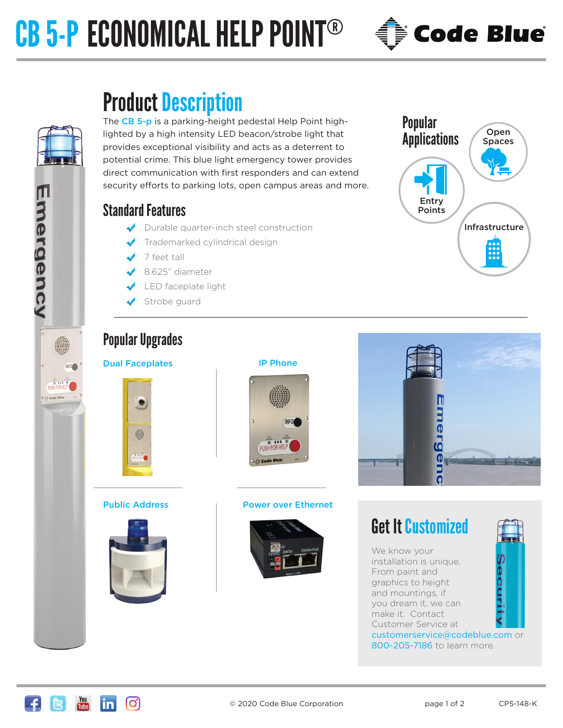# CB 5-P ECONOMICAL HELP POINT®

## Product Description

The CB 5-p is a parking-height pedestal Help Point highlighted by a high intensity LED beacon/strobe light that provides exceptional visibility and acts as a deterrent to potential crime. This blue light emergency tower provides direct communication with first responders and can extend security efforts to parking lots, open campus areas and more.

## Standard Features

- Durable quarter-inch steel construction
- Trademarked cylindrical design
- 7 feet tall
- 8.625" diameter
- LED faceplate light
- Strobe guard

## Popular Applications

- Open Spaces
- Entry Points
- Infrastructure

## Popular Upgrades

- Dual Faceplates
- IP Phone
- Public Address
- Power over Ethernet

## Get It Customized

We know your installation is unique. From paint and graphics to height and mountings, if you dream it, we can make it. Contact Customer Service at customerservice@codeblue.com or 800-205-7186 to learn more.

© 2020 Code Blue Corporation

CPS-148-K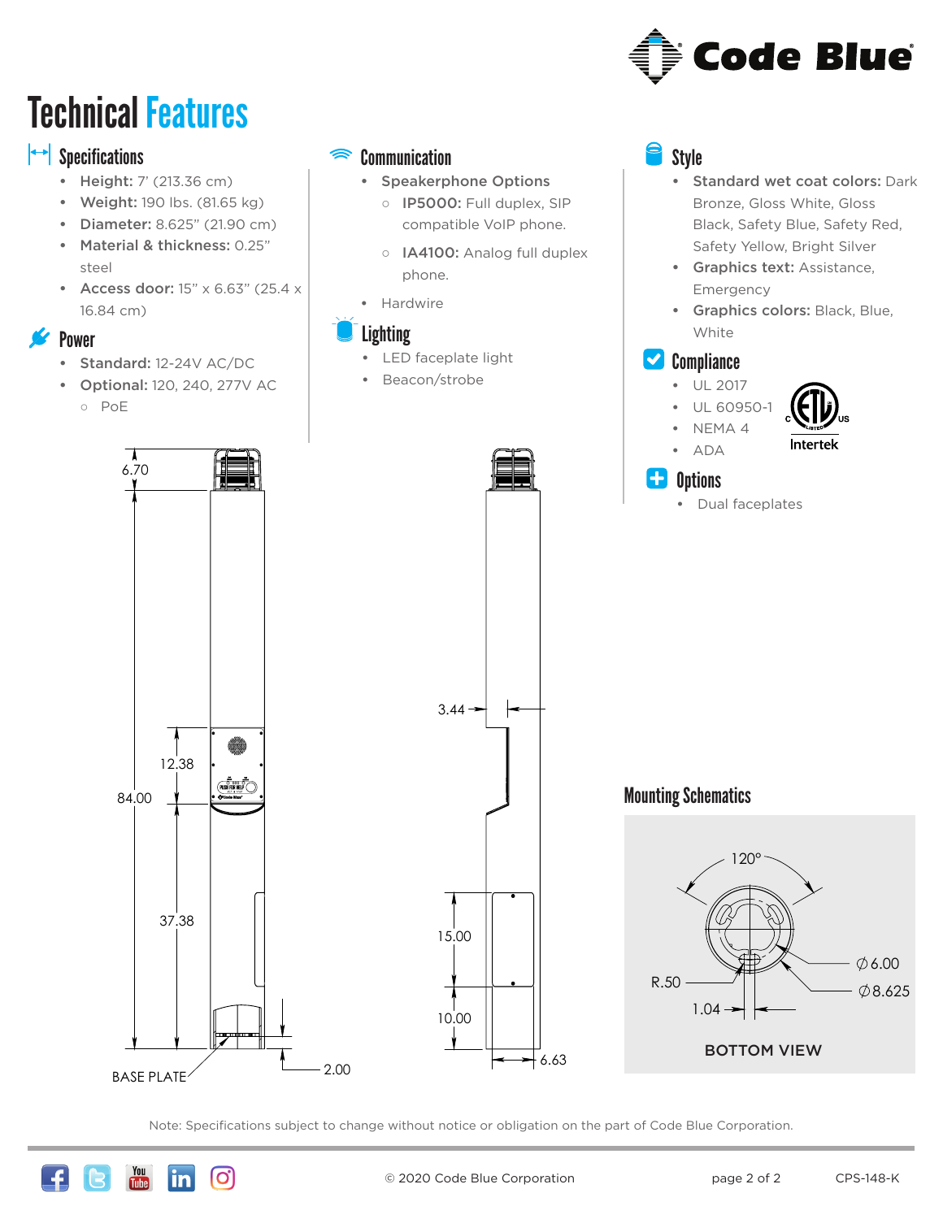# Technical Features

## Specifications

- **Height:** 7' (213.36 cm)
- **Weight:** 190 lbs. (81.65 kg)
- **Diameter:** 8.625" (21.90 cm)
- **Material & thickness:** 0.25" steel
- **Access door:** 15" x 6.63" (25.4 x 16.84 cm)

## Power

- **Standard:** 12-24V AC/DC
- **Optional:** 120, 240, 277V AC
  - PoE

## Communication

- Speakerphone Options
  - **IP5000:** Full duplex, SIP compatible VoIP phone.
  - **IA4100:** Analog full duplex phone.
- Hardwire

## Lighting

- LED faceplate light
- Beacon/strobe

## Style

- **Standard wet coat colors:** Dark Bronze, Gloss White, Gloss Black, Safety Blue, Safety Red, Safety Yellow, Bright Silver
- **Graphics text:** Assistance, Emergency
- **Graphics colors:** Black, Blue, White

## Compliance

- UL 2017
- UL 60950-1
- NEMA 4
- ADA

C ETL LISTED US
Intertek

## Options

- Dual faceplates

6.70
84.00
12.38
37.38
BASE PLATE
2.00
3.44
15.00
10.00
6.63

## Mounting Schematics

120°
R.50
1.04
Ø6.00
Ø8.625
BOTTOM VIEW

Note: Specifications subject to change without notice or obligation on the part of Code Blue Corporation.

© 2020 Code Blue Corporation

CPS-148-K